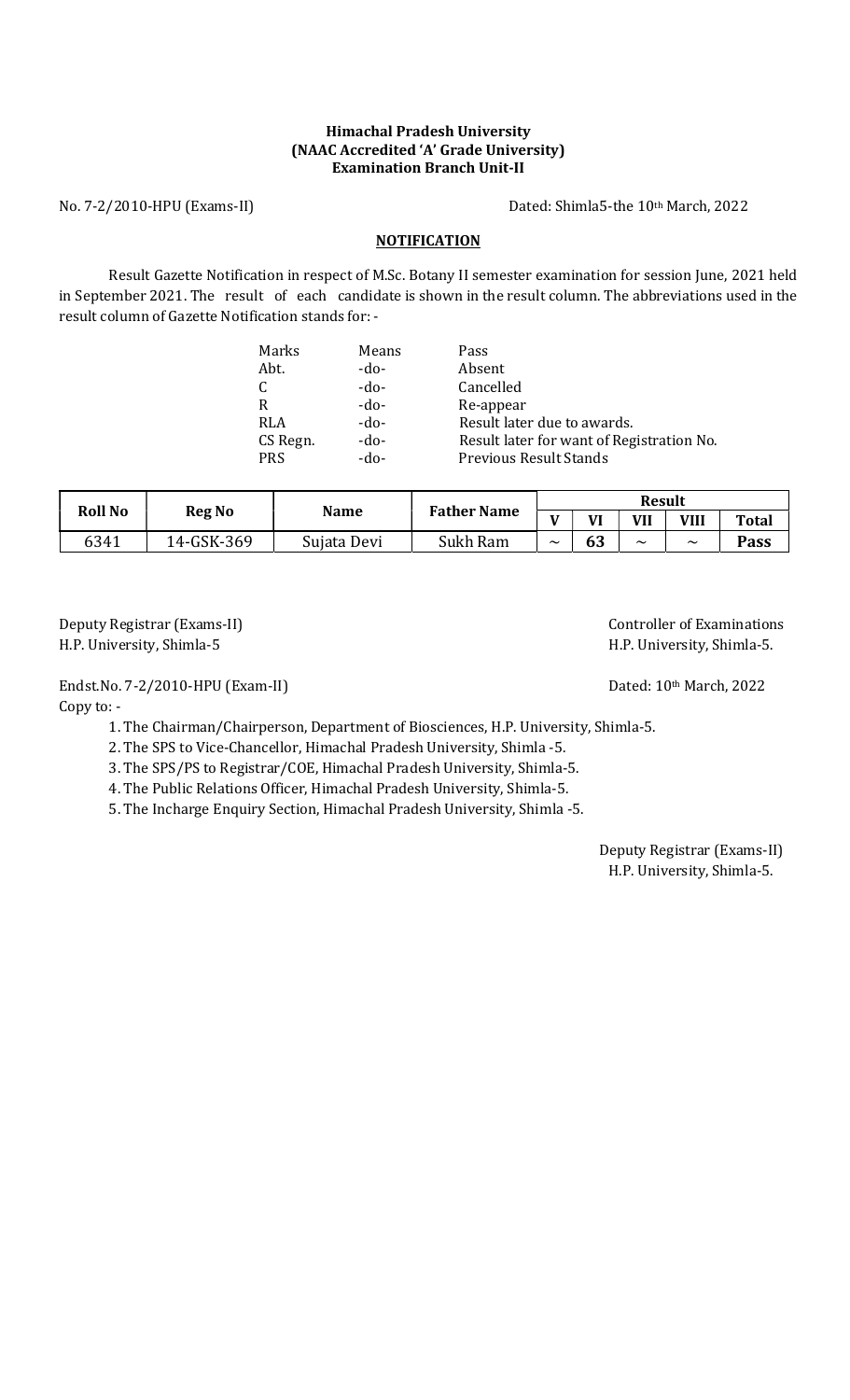**Himachal Pradesh University**
**(NAAC Accredited 'A' Grade University)**
**Examination Branch Unit-II**

No. 7-2/2010-HPU (Exams-II) Dated: Shimla5-the 10th March, 2022

## NOTIFICATION

Result Gazette Notification in respect of M.Sc. Botany II semester examination for session June, 2021 held in September 2021. The result of each candidate is shown in the result column. The abbreviations used in the result column of Gazette Notification stands for: -

| | | |
|---|---|---|
| Marks | Means | Pass |
| Abt. | -do- | Absent |
| C | -do- | Cancelled |
| R | -do- | Re-appear |
| RLA | -do- | Result later due to awards. |
| CS Regn. | -do- | Result later for want of Registration No. |
| PRS | -do- | Previous Result Stands |

| Roll No | Reg No | Name | Father Name | Result | | | | |
|---|---|---|---|---|---|---|---|---|
| | | | | V | VI | VII | VIII | Total |
| 6341 | 14-GSK-369 | Sujata Devi | Sukh Ram | ~ | **63** | ~ | ~ | **Pass** |

Deputy Registrar (Exams-II)
H.P. University, Shimla-5

Controller of Examinations
H.P. University, Shimla-5.

Endst.No. 7-2/2010-HPU (Exam-II) Dated: 10th March, 2022

Copy to: -

1. The Chairman/Chairperson, Department of Biosciences, H.P. University, Shimla-5.
2. The SPS to Vice-Chancellor, Himachal Pradesh University, Shimla -5.
3. The SPS/PS to Registrar/COE, Himachal Pradesh University, Shimla-5.
4. The Public Relations Officer, Himachal Pradesh University, Shimla-5.
5. The Incharge Enquiry Section, Himachal Pradesh University, Shimla -5.

Deputy Registrar (Exams-II)
H.P. University, Shimla-5.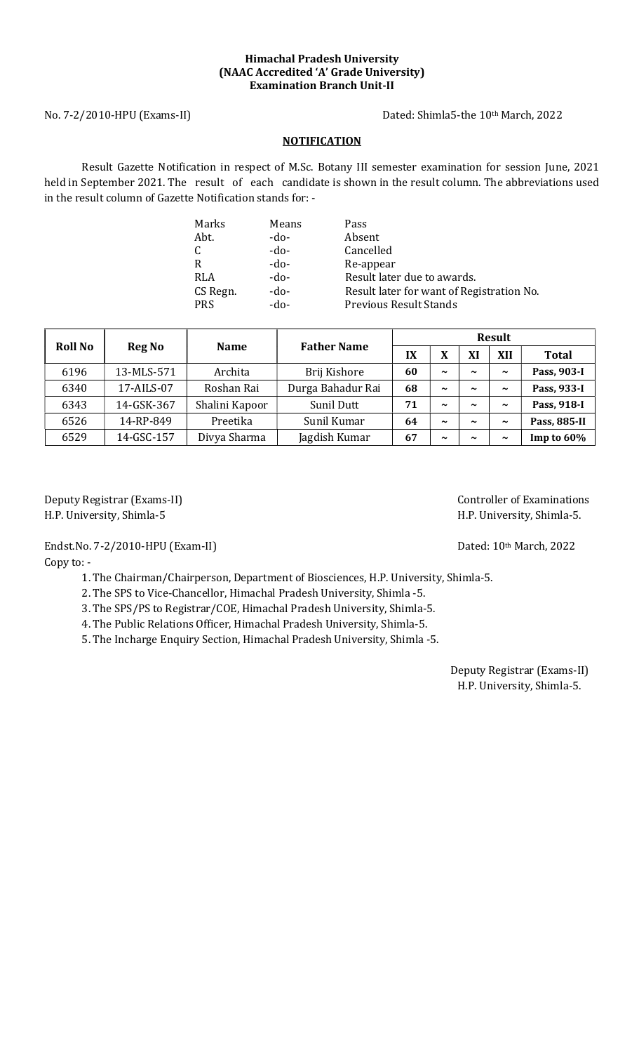**Himachal Pradesh University**
**(NAAC Accredited 'A' Grade University)**
**Examination Branch Unit-II**

No. 7-2/2010-HPU (Exams-II) Dated: Shimla5-the 10th March, 2022

## NOTIFICATION

Result Gazette Notification in respect of M.Sc. Botany III semester examination for session June, 2021 held in September 2021. The result of each candidate is shown in the result column. The abbreviations used in the result column of Gazette Notification stands for: -

| | | |
|---|---|---|
| Marks | Means | Pass |
| Abt. | -do- | Absent |
| C | -do- | Cancelled |
| R | -do- | Re-appear |
| RLA | -do- | Result later due to awards. |
| CS Regn. | -do- | Result later for want of Registration No. |
| PRS | -do- | Previous Result Stands |

| Roll No | Reg No | Name | Father Name | Result | | | | |
|---|---|---|---|---|---|---|---|---|
| | | | | IX | X | XI | XII | Total |
| 6196 | 13-MLS-571 | Archita | Brij Kishore | **60** | ~ | ~ | ~ | **Pass, 903-I** |
| 6340 | 17-AILS-07 | Roshan Rai | Durga Bahadur Rai | **68** | ~ | ~ | ~ | **Pass, 933-I** |
| 6343 | 14-GSK-367 | Shalini Kapoor | Sunil Dutt | **71** | ~ | ~ | ~ | **Pass, 918-I** |
| 6526 | 14-RP-849 | Preetika | Sunil Kumar | **64** | ~ | ~ | ~ | **Pass, 885-II** |
| 6529 | 14-GSC-157 | Divya Sharma | Jagdish Kumar | **67** | ~ | ~ | ~ | **Imp to 60%** |

Deputy Registrar (Exams-II)
H.P. University, Shimla-5

Controller of Examinations
H.P. University, Shimla-5.

Endst.No. 7-2/2010-HPU (Exam-II) Dated: 10th March, 2022

Copy to: -

1. The Chairman/Chairperson, Department of Biosciences, H.P. University, Shimla-5.
2. The SPS to Vice-Chancellor, Himachal Pradesh University, Shimla -5.
3. The SPS/PS to Registrar/COE, Himachal Pradesh University, Shimla-5.
4. The Public Relations Officer, Himachal Pradesh University, Shimla-5.
5. The Incharge Enquiry Section, Himachal Pradesh University, Shimla -5.

Deputy Registrar (Exams-II)
H.P. University, Shimla-5.